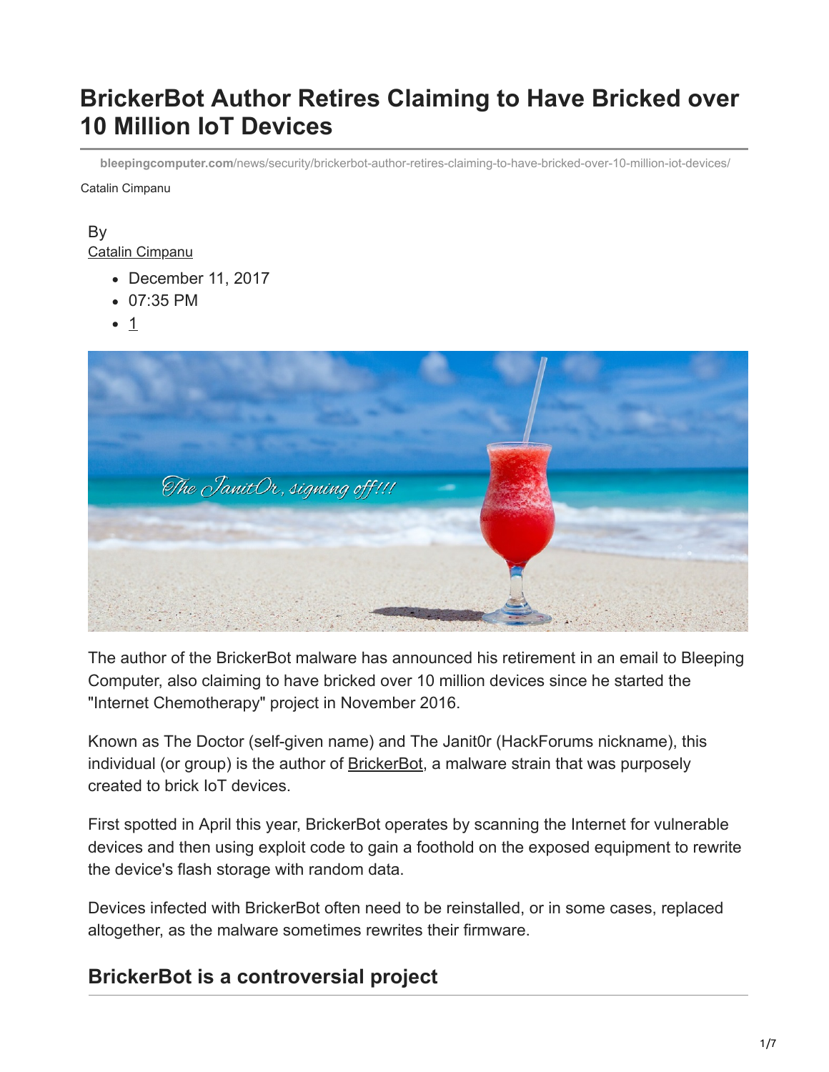# BrickerBot Author Retires Claiming to Have Bricked over 10 Million IoT Devices

bleepingcomputer.com/news/security/brickerbot-author-retires-claiming-to-have-bricked-over-10-million-iot-devices/

Catalin Cimpanu

By
Catalin Cimpanu

- December 11, 2017
- 07:35 PM
- 1

The author of the BrickerBot malware has announced his retirement in an email to Bleeping Computer, also claiming to have bricked over 10 million devices since he started the "Internet Chemotherapy" project in November 2016.

Known as The Doctor (self-given name) and The Janit0r (HackForums nickname), this individual (or group) is the author of BrickerBot, a malware strain that was purposely created to brick IoT devices.

First spotted in April this year, BrickerBot operates by scanning the Internet for vulnerable devices and then using exploit code to gain a foothold on the exposed equipment to rewrite the device's flash storage with random data.

Devices infected with BrickerBot often need to be reinstalled, or in some cases, replaced altogether, as the malware sometimes rewrites their firmware.

## BrickerBot is a controversial project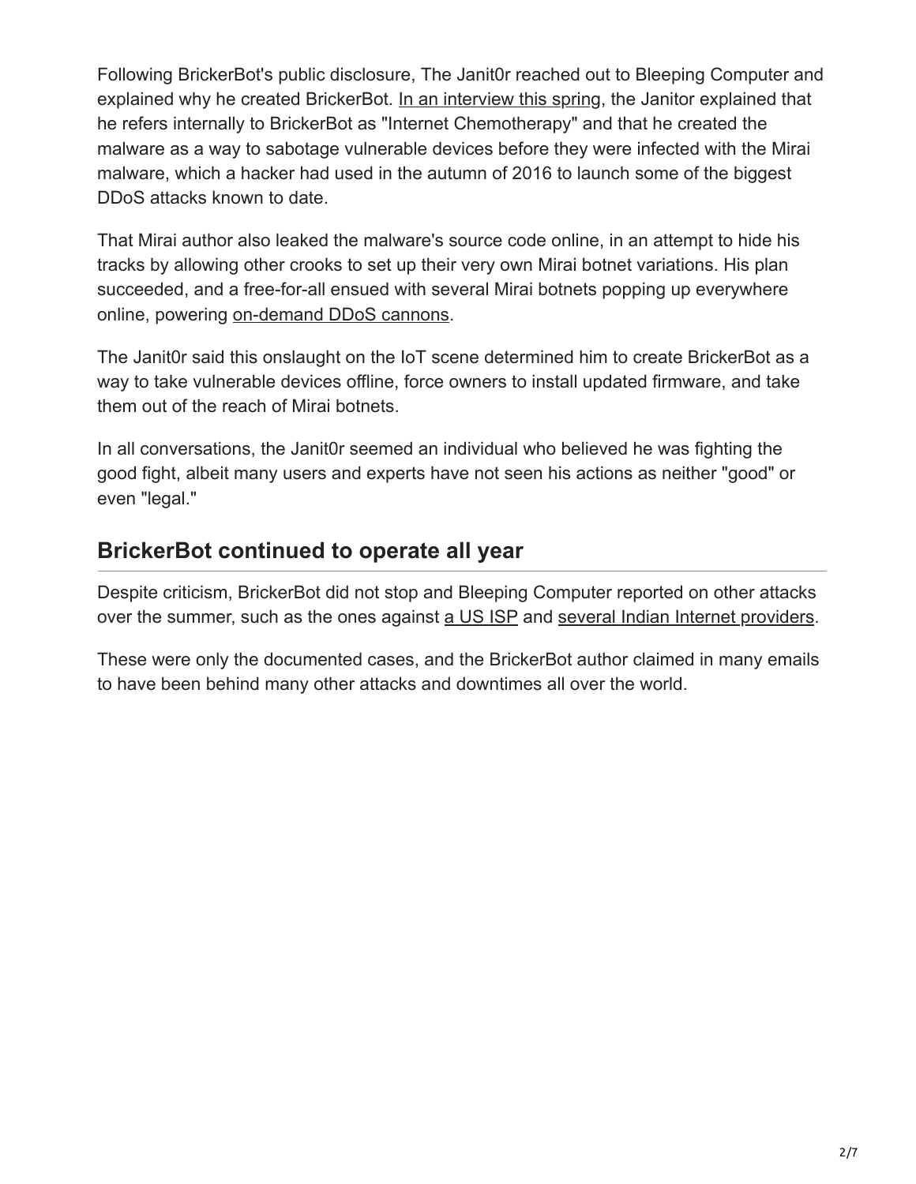Following BrickerBot's public disclosure, The Janit0r reached out to Bleeping Computer and explained why he created BrickerBot. In an interview this spring, the Janitor explained that he refers internally to BrickerBot as "Internet Chemotherapy" and that he created the malware as a way to sabotage vulnerable devices before they were infected with the Mirai malware, which a hacker had used in the autumn of 2016 to launch some of the biggest DDoS attacks known to date.

That Mirai author also leaked the malware's source code online, in an attempt to hide his tracks by allowing other crooks to set up their very own Mirai botnet variations. His plan succeeded, and a free-for-all ensued with several Mirai botnets popping up everywhere online, powering on-demand DDoS cannons.

The Janit0r said this onslaught on the IoT scene determined him to create BrickerBot as a way to take vulnerable devices offline, force owners to install updated firmware, and take them out of the reach of Mirai botnets.

In all conversations, the Janit0r seemed an individual who believed he was fighting the good fight, albeit many users and experts have not seen his actions as neither "good" or even "legal."

## BrickerBot continued to operate all year

Despite criticism, BrickerBot did not stop and Bleeping Computer reported on other attacks over the summer, such as the ones against a US ISP and several Indian Internet providers.

These were only the documented cases, and the BrickerBot author claimed in many emails to have been behind many other attacks and downtimes all over the world.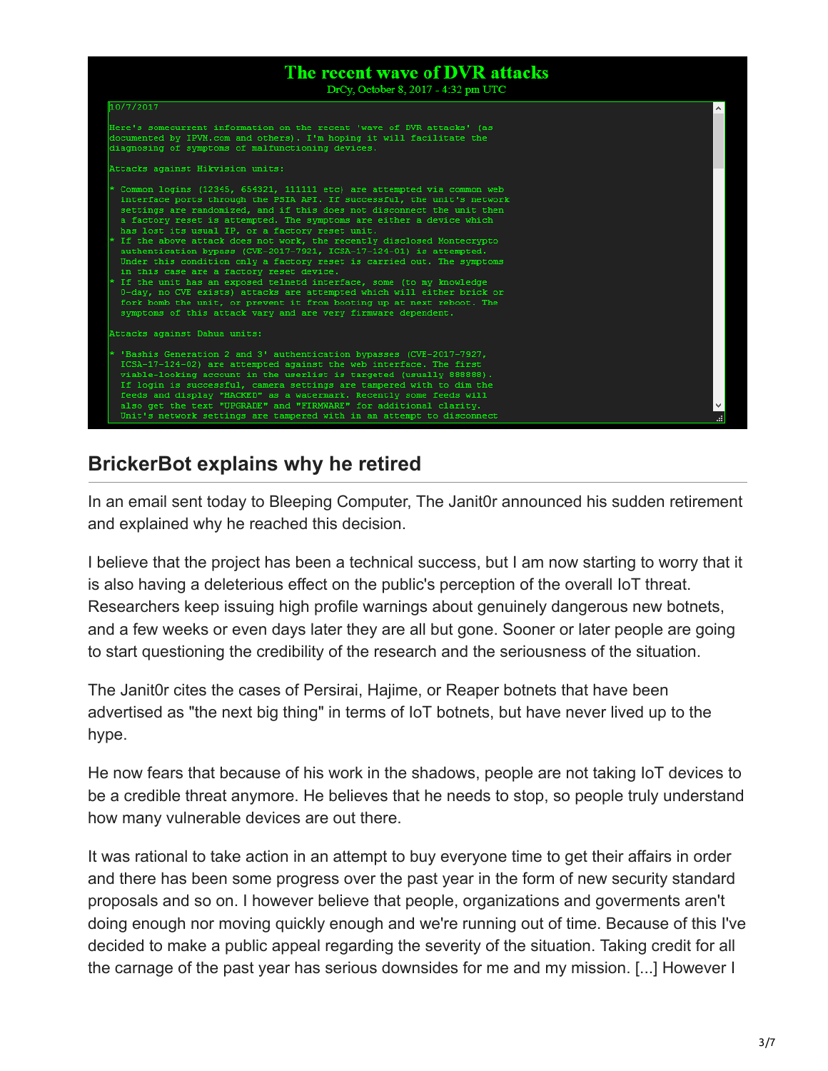## The recent wave of DVR attacks

DrCy, October 8, 2017 - 4:32 pm UTC

```
10/7/2017

Here's somecurrent information on the recent 'wave of DVR attacks' (as
documented by IPVM.com and others). I'm hoping it will facilitate the
diagnosing of symptoms of malfunctioning devices.

Attacks against Hikvision units:

* Common logins (12345, 654321, 111111 etc) are attempted via common web
  interface ports through the PSIA API. If successful, the unit's network
  settings are randomized, and if this does not disconnect the unit then
  a factory reset is attempted. The symptoms are either a device which
  has lost its usual IP, or a factory reset unit.
* If the above attack does not work, the recently disclosed Montecrypto
  authentication bypass (CVE-2017-7921, ICSA-17-124-01) is attempted.
  Under this condition only a factory reset is carried out. The symptoms
  in this case are a factory reset device.
* If the unit has an exposed telnetd interface, some (to my knowledge
  0-day, no CVE exists) attacks are attempted which will either brick or
  fork bomb the unit, or prevent it from booting up at next reboot. The
  symptoms of this attack vary and are very firmware dependent.

Attacks against Dahua units:

* 'Bashis Generation 2 and 3' authentication bypasses (CVE-2017-7927,
  ICSA-17-124-02) are attempted against the web interface. The first
  viable-looking account in the userlist is targeted (usually 888888).
  If login is successful, camera settings are tampered with to dim the
  feeds and display "HACKED" as a watermark. Recently some feeds will
  also get the text "UPGRADE" and "FIRMWARE" for additional clarity.
  Unit's network settings are tampered with in an attempt to disconnect
```

## BrickerBot explains why he retired

In an email sent today to Bleeping Computer, The Janit0r announced his sudden retirement and explained why he reached this decision.

I believe that the project has been a technical success, but I am now starting to worry that it is also having a deleterious effect on the public's perception of the overall IoT threat. Researchers keep issuing high profile warnings about genuinely dangerous new botnets, and a few weeks or even days later they are all but gone. Sooner or later people are going to start questioning the credibility of the research and the seriousness of the situation.

The Janit0r cites the cases of Persirai, Hajime, or Reaper botnets that have been advertised as "the next big thing" in terms of IoT botnets, but have never lived up to the hype.

He now fears that because of his work in the shadows, people are not taking IoT devices to be a credible threat anymore. He believes that he needs to stop, so people truly understand how many vulnerable devices are out there.

It was rational to take action in an attempt to buy everyone time to get their affairs in order and there has been some progress over the past year in the form of new security standard proposals and so on. I however believe that people, organizations and goverments aren't doing enough nor moving quickly enough and we're running out of time. Because of this I've decided to make a public appeal regarding the severity of the situation. Taking credit for all the carnage of the past year has serious downsides for me and my mission. [...] However I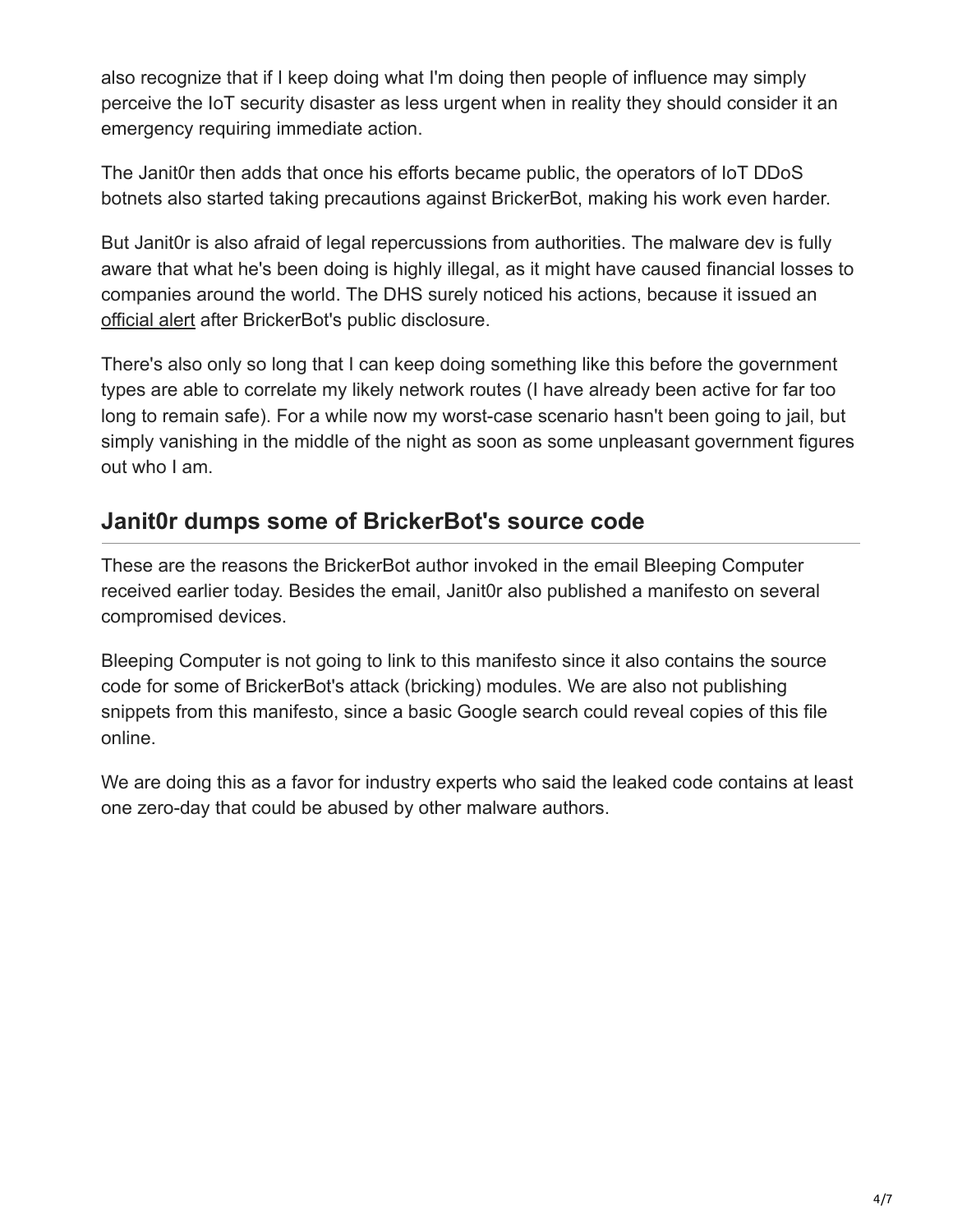also recognize that if I keep doing what I'm doing then people of influence may simply perceive the IoT security disaster as less urgent when in reality they should consider it an emergency requiring immediate action.

The Janit0r then adds that once his efforts became public, the operators of IoT DDoS botnets also started taking precautions against BrickerBot, making his work even harder.

But Janit0r is also afraid of legal repercussions from authorities. The malware dev is fully aware that what he's been doing is highly illegal, as it might have caused financial losses to companies around the world. The DHS surely noticed his actions, because it issued an official alert after BrickerBot's public disclosure.

There's also only so long that I can keep doing something like this before the government types are able to correlate my likely network routes (I have already been active for far too long to remain safe). For a while now my worst-case scenario hasn't been going to jail, but simply vanishing in the middle of the night as soon as some unpleasant government figures out who I am.

## Janit0r dumps some of BrickerBot's source code

These are the reasons the BrickerBot author invoked in the email Bleeping Computer received earlier today. Besides the email, Janit0r also published a manifesto on several compromised devices.

Bleeping Computer is not going to link to this manifesto since it also contains the source code for some of BrickerBot's attack (bricking) modules. We are also not publishing snippets from this manifesto, since a basic Google search could reveal copies of this file online.

We are doing this as a favor for industry experts who said the leaked code contains at least one zero-day that could be abused by other malware authors.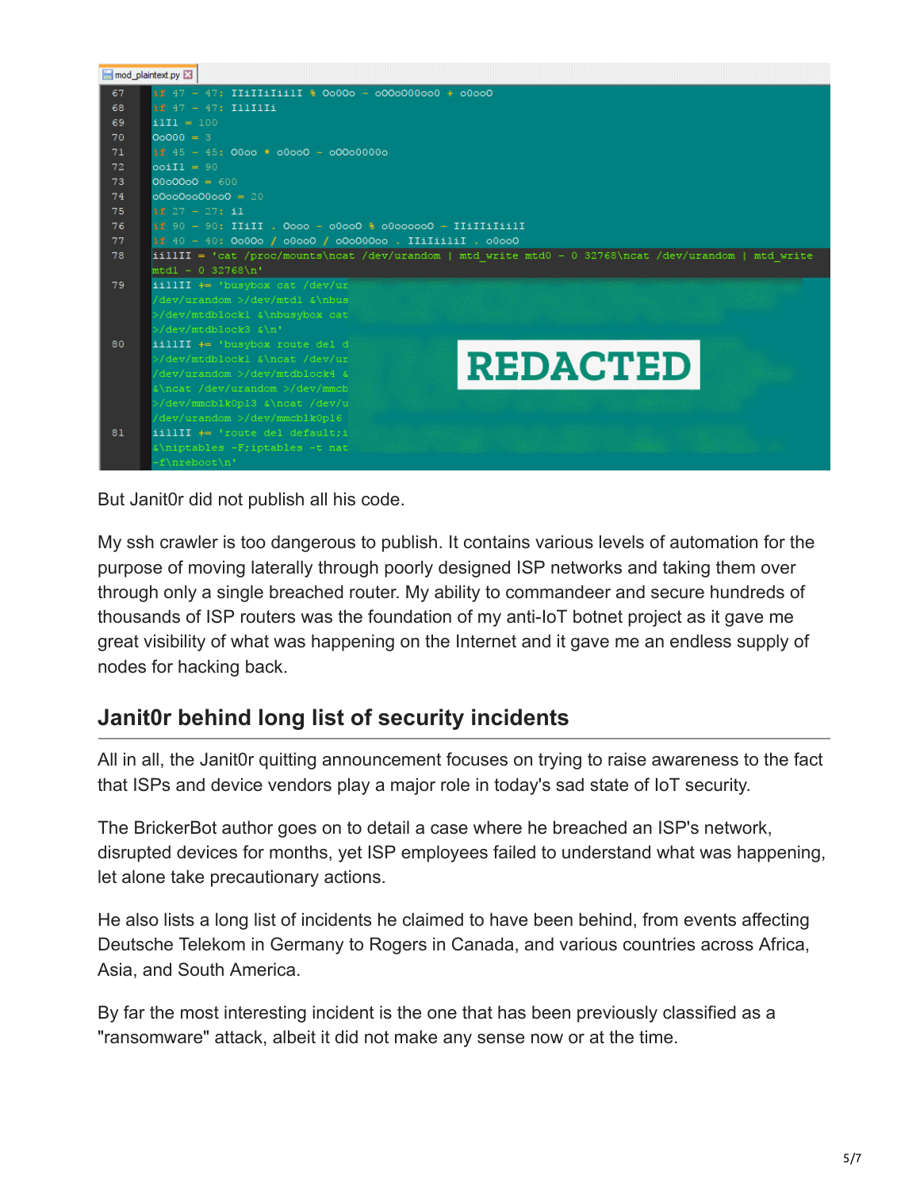```
mod_plaintext.py
67  if 47 - 47: IIiIIiIiiiI % OoOOo - oOOoOOOOoOO + oOooO
68  if 47 - 47: IllIlIi
69  ilIl = 100
70  OoOOO = 3
71  if 45 - 45: OOoo * oOooO - oOOoOOOOo
72  ooiIl = 90
73  OOoOOoO = 600
74  oOooOooOOooO = 20
75  if 27 - 27: il
76  if 90 - 90: IIiII . Oooo - oOooO % oOoooooO - IIiIIiIiilI
77  if 40 - 40: OoOOo / oOooO / oOoOOOoo . IIiIiilil . oOooO
78  iiilII = 'cat /proc/mounts\ncat /dev/urandom | mtd_write mtd0 - 0 32768\ncat /dev/urandom | mtd_write
    mtd1 - 0 32768\n'
79  iiilII += 'busybox cat /dev/ur
    /dev/urandom >/dev/mtd1 &\nbus
    >/dev/mtdblock1 &\nbusybox cat
    >/dev/mtdblock3 &\n'
80  iiilII += 'busybox route del d
    >/dev/mtdblock1 &\ncat /dev/ur
    /dev/urandom >/dev/mtdblock4 &
    &\ncat /dev/urandom >/dev/mmcb
    >/dev/mmcblk0p13 &\ncat /dev/u
    /dev/urandom >/dev/mmcblk0p16
81  iiilII += 'route del default;i
    &\niptables -F;iptables -t nat
    -f\nreboot\n'
```

REDACTED

But Janit0r did not publish all his code.

My ssh crawler is too dangerous to publish. It contains various levels of automation for the purpose of moving laterally through poorly designed ISP networks and taking them over through only a single breached router. My ability to commandeer and secure hundreds of thousands of ISP routers was the foundation of my anti-IoT botnet project as it gave me great visibility of what was happening on the Internet and it gave me an endless supply of nodes for hacking back.

## Janit0r behind long list of security incidents

All in all, the Janit0r quitting announcement focuses on trying to raise awareness to the fact that ISPs and device vendors play a major role in today's sad state of IoT security.

The BrickerBot author goes on to detail a case where he breached an ISP's network, disrupted devices for months, yet ISP employees failed to understand what was happening, let alone take precautionary actions.

He also lists a long list of incidents he claimed to have been behind, from events affecting Deutsche Telekom in Germany to Rogers in Canada, and various countries across Africa, Asia, and South America.

By far the most interesting incident is the one that has been previously classified as a "ransomware" attack, albeit it did not make any sense now or at the time.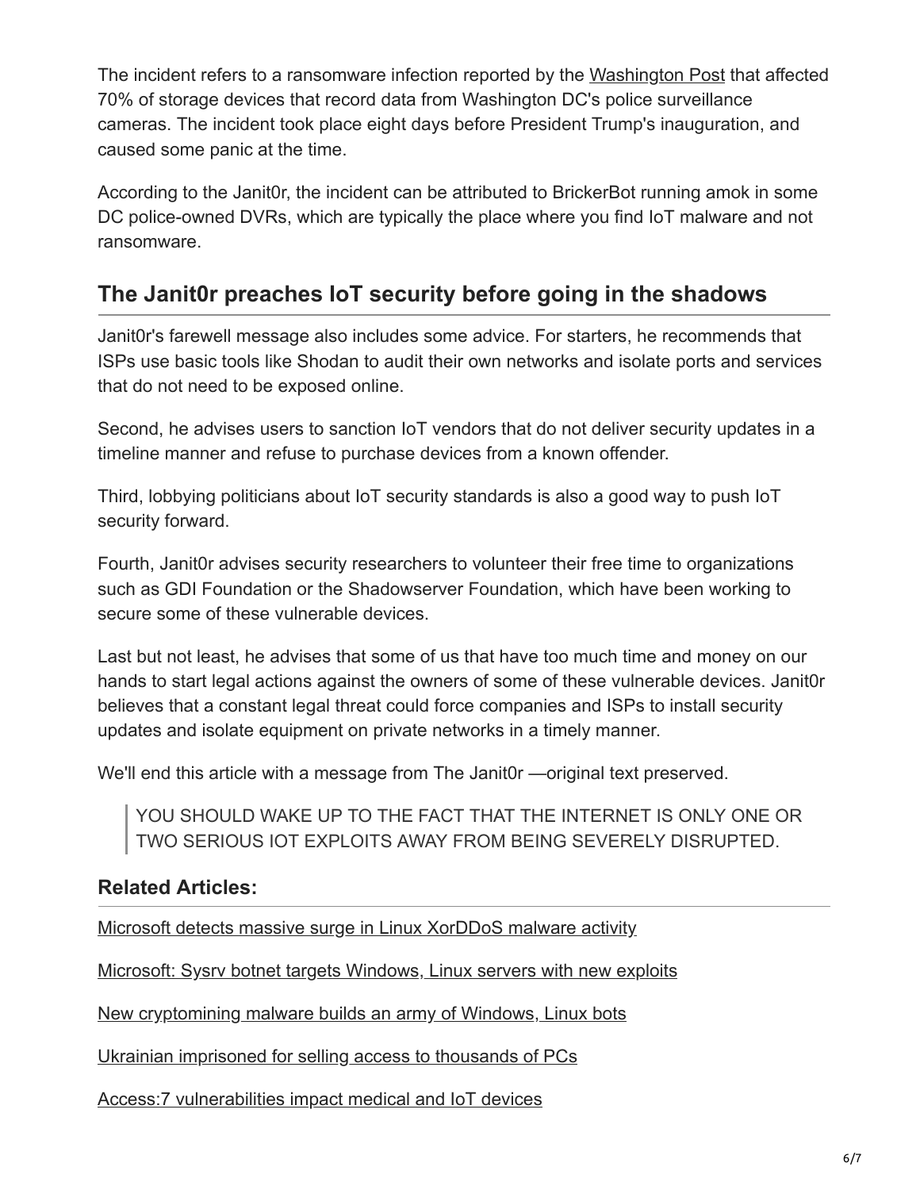The incident refers to a ransomware infection reported by the Washington Post that affected 70% of storage devices that record data from Washington DC's police surveillance cameras. The incident took place eight days before President Trump's inauguration, and caused some panic at the time.

According to the Janit0r, the incident can be attributed to BrickerBot running amok in some DC police-owned DVRs, which are typically the place where you find IoT malware and not ransomware.

## The Janit0r preaches IoT security before going in the shadows

Janit0r's farewell message also includes some advice. For starters, he recommends that ISPs use basic tools like Shodan to audit their own networks and isolate ports and services that do not need to be exposed online.

Second, he advises users to sanction IoT vendors that do not deliver security updates in a timeline manner and refuse to purchase devices from a known offender.

Third, lobbying politicians about IoT security standards is also a good way to push IoT security forward.

Fourth, Janit0r advises security researchers to volunteer their free time to organizations such as GDI Foundation or the Shadowserver Foundation, which have been working to secure some of these vulnerable devices.

Last but not least, he advises that some of us that have too much time and money on our hands to start legal actions against the owners of some of these vulnerable devices. Janit0r believes that a constant legal threat could force companies and ISPs to install security updates and isolate equipment on private networks in a timely manner.

We'll end this article with a message from The Janit0r —original text preserved.

> YOU SHOULD WAKE UP TO THE FACT THAT THE INTERNET IS ONLY ONE OR TWO SERIOUS IOT EXPLOITS AWAY FROM BEING SEVERELY DISRUPTED.

### Related Articles:

Microsoft detects massive surge in Linux XorDDoS malware activity

Microsoft: Sysrv botnet targets Windows, Linux servers with new exploits

New cryptomining malware builds an army of Windows, Linux bots

Ukrainian imprisoned for selling access to thousands of PCs

Access:7 vulnerabilities impact medical and IoT devices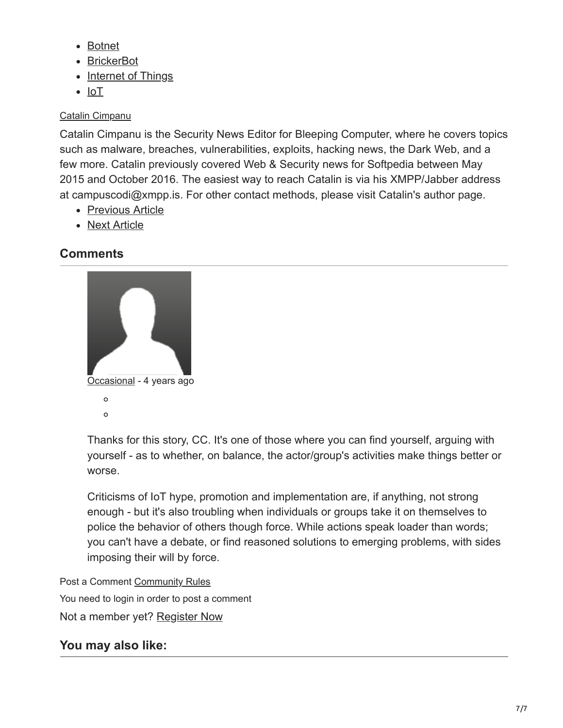- Botnet
- BrickerBot
- Internet of Things
- IoT

Catalin Cimpanu

Catalin Cimpanu is the Security News Editor for Bleeping Computer, where he covers topics such as malware, breaches, vulnerabilities, exploits, hacking news, the Dark Web, and a few more. Catalin previously covered Web & Security news for Softpedia between May 2015 and October 2016. The easiest way to reach Catalin is via his XMPP/Jabber address at campuscodi@xmpp.is. For other contact methods, please visit Catalin's author page.

- Previous Article
- Next Article

## Comments

Occasional - 4 years ago

Thanks for this story, CC. It's one of those where you can find yourself, arguing with yourself - as to whether, on balance, the actor/group's activities make things better or worse.

Criticisms of IoT hype, promotion and implementation are, if anything, not strong enough - but it's also troubling when individuals or groups take it on themselves to police the behavior of others though force. While actions speak loader than words; you can't have a debate, or find reasoned solutions to emerging problems, with sides imposing their will by force.

Post a Comment Community Rules

You need to login in order to post a comment

Not a member yet? Register Now

## You may also like: